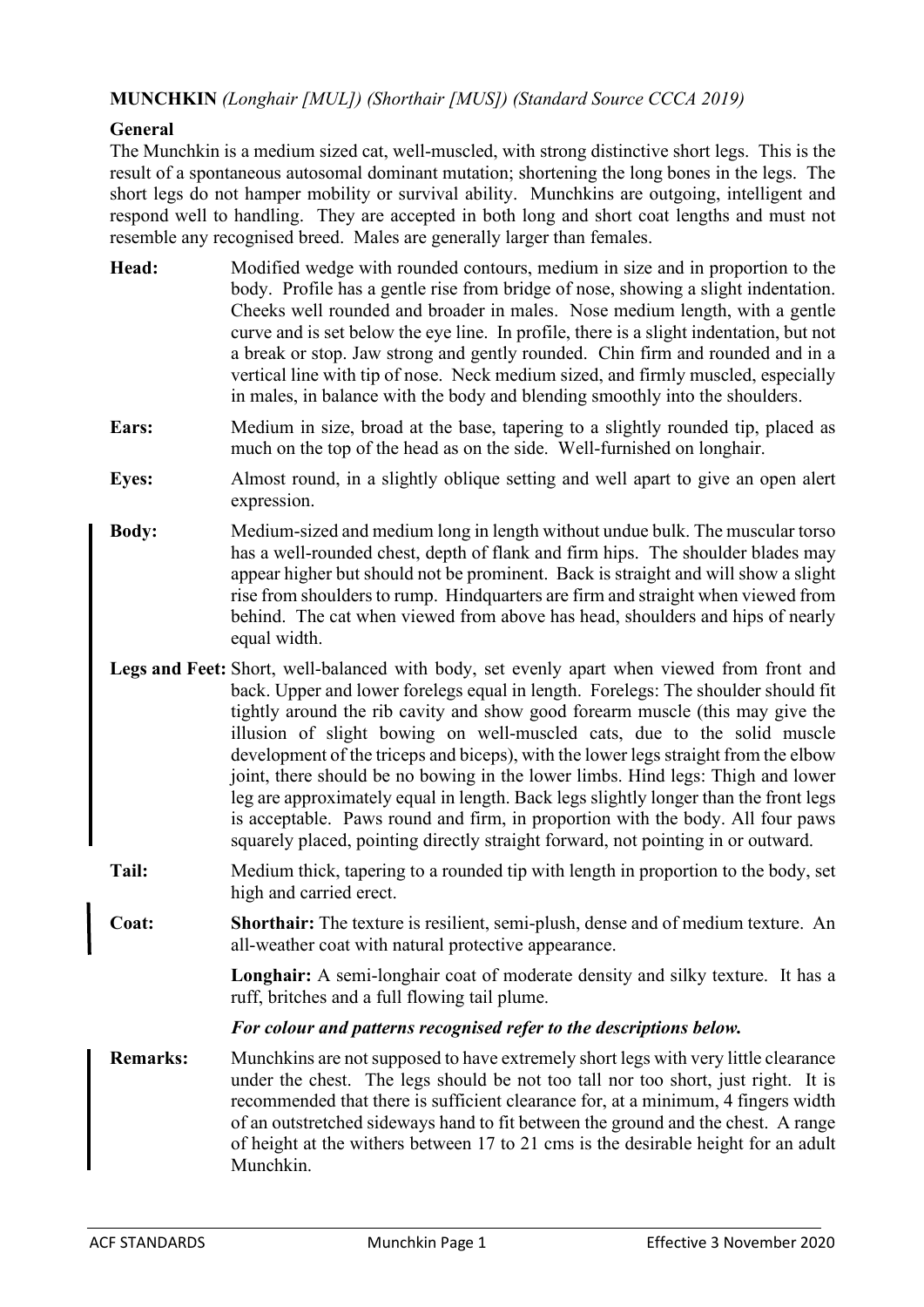**MUNCHKIN** *(Longhair [MUL]) (Shorthair [MUS]) (Standard Source CCCA 2019)*

**General**

The Munchkin is a medium sized cat, well-muscled, with strong distinctive short legs. This is the result of a spontaneous autosomal dominant mutation; shortening the long bones in the legs. The short legs do not hamper mobility or survival ability. Munchkins are outgoing, intelligent and respond well to handling. They are accepted in both long and short coat lengths and must not resemble any recognised breed. Males are generally larger than females.

**Head:** Modified wedge with rounded contours, medium in size and in proportion to the body. Profile has a gentle rise from bridge of nose, showing a slight indentation. Cheeks well rounded and broader in males. Nose medium length, with a gentle curve and is set below the eye line. In profile, there is a slight indentation, but not a break or stop. Jaw strong and gently rounded. Chin firm and rounded and in a vertical line with tip of nose. Neck medium sized, and firmly muscled, especially in males, in balance with the body and blending smoothly into the shoulders.

**Ears:** Medium in size, broad at the base, tapering to a slightly rounded tip, placed as much on the top of the head as on the side. Well-furnished on longhair.

**Eyes:** Almost round, in a slightly oblique setting and well apart to give an open alert expression.

**Body:** Medium-sized and medium long in length without undue bulk. The muscular torso has a well-rounded chest, depth of flank and firm hips. The shoulder blades may appear higher but should not be prominent. Back is straight and will show a slight rise from shoulders to rump. Hindquarters are firm and straight when viewed from behind. The cat when viewed from above has head, shoulders and hips of nearly equal width.

**Legs and Feet:** Short, well-balanced with body, set evenly apart when viewed from front and back. Upper and lower forelegs equal in length. Forelegs: The shoulder should fit tightly around the rib cavity and show good forearm muscle (this may give the illusion of slight bowing on well-muscled cats, due to the solid muscle development of the triceps and biceps), with the lower legs straight from the elbow joint, there should be no bowing in the lower limbs. Hind legs: Thigh and lower leg are approximately equal in length. Back legs slightly longer than the front legs is acceptable. Paws round and firm, in proportion with the body. All four paws squarely placed, pointing directly straight forward, not pointing in or outward.

**Tail:** Medium thick, tapering to a rounded tip with length in proportion to the body, set high and carried erect.

**Coat:** **Shorthair:** The texture is resilient, semi-plush, dense and of medium texture. An all-weather coat with natural protective appearance.

**Longhair:** A semi-longhair coat of moderate density and silky texture. It has a ruff, britches and a full flowing tail plume.

***For colour and patterns recognised refer to the descriptions below.***

**Remarks:** Munchkins are not supposed to have extremely short legs with very little clearance under the chest. The legs should be not too tall nor too short, just right. It is recommended that there is sufficient clearance for, at a minimum, 4 fingers width of an outstretched sideways hand to fit between the ground and the chest. A range of height at the withers between 17 to 21 cms is the desirable height for an adult Munchkin.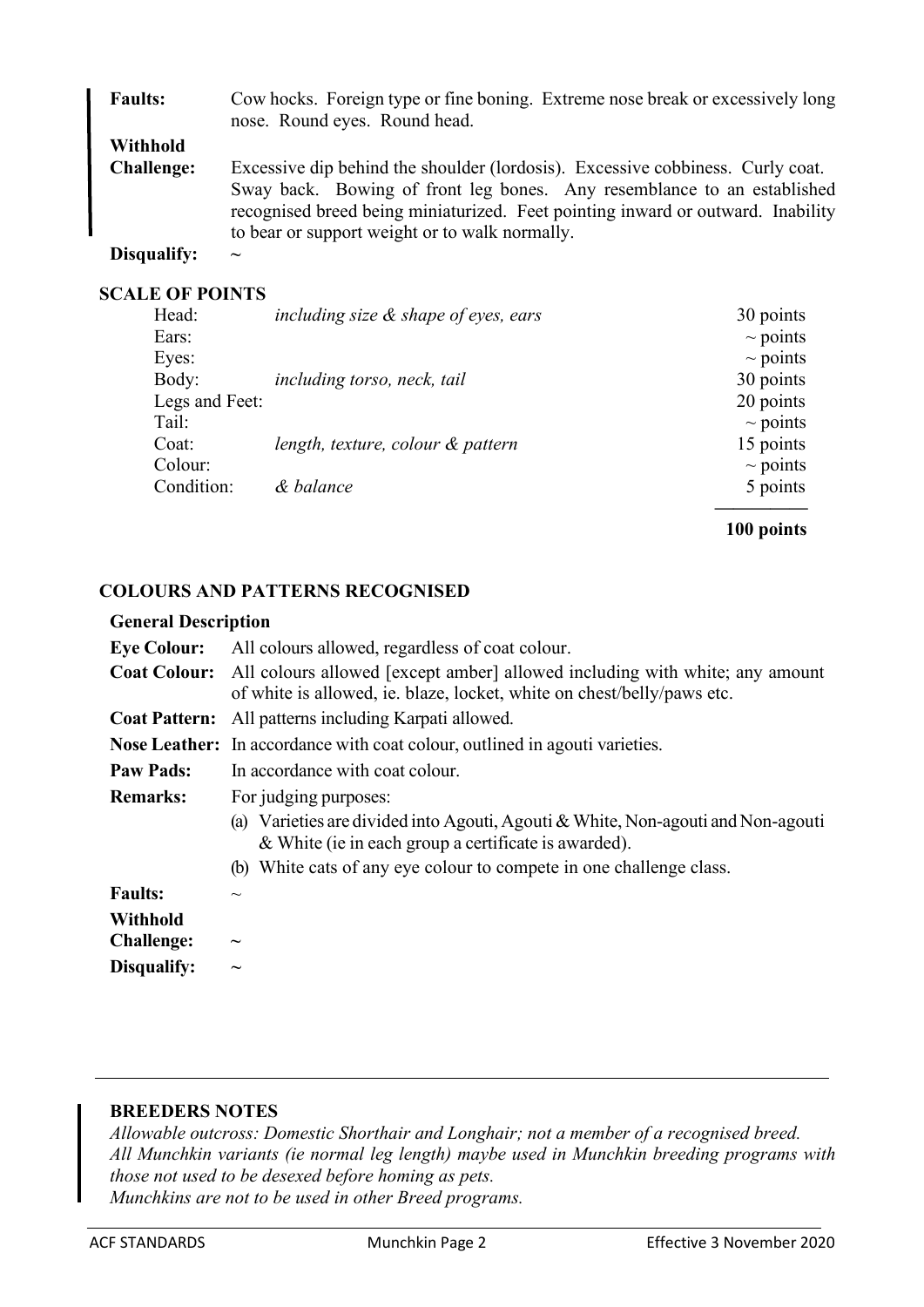**Faults:** Cow hocks. Foreign type or fine boning. Extreme nose break or excessively long nose. Round eyes. Round head.

**Withhold Challenge:** Excessive dip behind the shoulder (lordosis). Excessive cobbiness. Curly coat. Sway back. Bowing of front leg bones. Any resemblance to an established recognised breed being miniaturized. Feet pointing inward or outward. Inability to bear or support weight or to walk normally.

**Disqualify:** ~

## SCALE OF POINTS

| | | |
|---|---|---|
| Head: | *including size & shape of eyes, ears* | 30 points |
| Ears: | | ~ points |
| Eyes: | | ~ points |
| Body: | *including torso, neck, tail* | 30 points |
| Legs and Feet: | | 20 points |
| Tail: | | ~ points |
| Coat: | *length, texture, colour & pattern* | 15 points |
| Colour: | | ~ points |
| Condition: | *& balance* | 5 points |
| | | **100 points** |

## COLOURS AND PATTERNS RECOGNISED

### General Description

**Eye Colour:** All colours allowed, regardless of coat colour.

**Coat Colour:** All colours allowed [except amber] allowed including with white; any amount of white is allowed, ie. blaze, locket, white on chest/belly/paws etc.

**Coat Pattern:** All patterns including Karpati allowed.

**Nose Leather:** In accordance with coat colour, outlined in agouti varieties.

**Paw Pads:** In accordance with coat colour.

**Remarks:** For judging purposes:

(a) Varieties are divided into Agouti, Agouti & White, Non-agouti and Non-agouti & White (ie in each group a certificate is awarded).

(b) White cats of any eye colour to compete in one challenge class.

**Faults:** ~

**Withhold Challenge:** ~

**Disqualify:** ~

---

### BREEDERS NOTES

*Allowable outcross: Domestic Shorthair and Longhair; not a member of a recognised breed.*
*All Munchkin variants (ie normal leg length) maybe used in Munchkin breeding programs with those not used to be desexed before homing as pets.*
*Munchkins are not to be used in other Breed programs.*